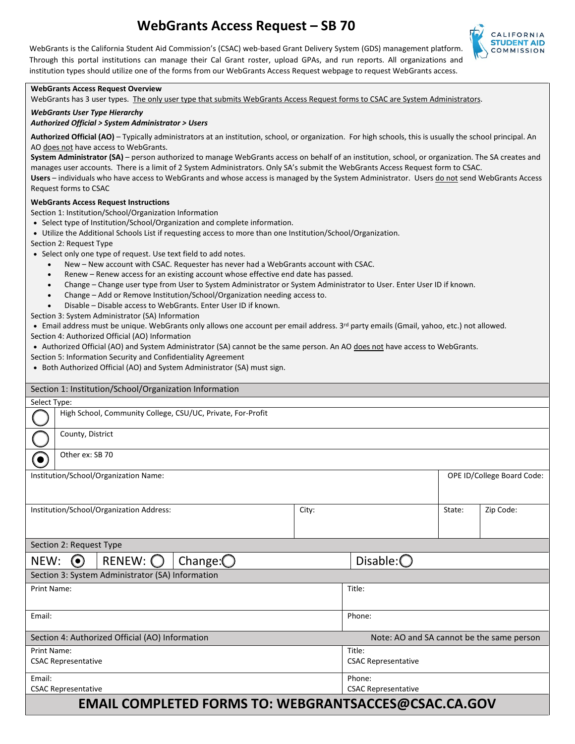# WebGrants Access Request – SB 70

WebGrants is the California Student Aid Commission's (CSAC) web-based Grant Delivery System (GDS) management platform. Through this portal institutions can manage their Cal Grant roster, upload GPAs, and run reports. All organizations and institution types should utilize one of the forms from our WebGrants Access Request webpage to request WebGrants access.

**WebGrants Access Request Overview**

WebGrants has 3 user types. The only user type that submits WebGrants Access Request forms to CSAC are System Administrators.

***WebGrants User Type Hierarchy***

***Authorized Official > System Administrator > Users***

**Authorized Official (AO)** – Typically administrators at an institution, school, or organization. For high schools, this is usually the school principal. An AO does not have access to WebGrants.

**System Administrator (SA)** – person authorized to manage WebGrants access on behalf of an institution, school, or organization. The SA creates and manages user accounts. There is a limit of 2 System Administrators. Only SA's submit the WebGrants Access Request form to CSAC.

**Users** – individuals who have access to WebGrants and whose access is managed by the System Administrator. Users do not send WebGrants Access Request forms to CSAC

**WebGrants Access Request Instructions**

Section 1: Institution/School/Organization Information

- Select type of Institution/School/Organization and complete information.
- Utilize the Additional Schools List if requesting access to more than one Institution/School/Organization.

Section 2: Request Type

- Select only one type of request. Use text field to add notes.
  - New – New account with CSAC. Requester has never had a WebGrants account with CSAC.
  - Renew – Renew access for an existing account whose effective end date has passed.
  - Change – Change user type from User to System Administrator or System Administrator to User. Enter User ID if known.
  - Change – Add or Remove Institution/School/Organization needing access to.
  - Disable – Disable access to WebGrants. Enter User ID if known.

Section 3: System Administrator (SA) Information

- Email address must be unique. WebGrants only allows one account per email address. 3rd party emails (Gmail, yahoo, etc.) not allowed.

Section 4: Authorized Official (AO) Information

- Authorized Official (AO) and System Administrator (SA) cannot be the same person. An AO does not have access to WebGrants.

Section 5: Information Security and Confidentiality Agreement

- Both Authorized Official (AO) and System Administrator (SA) must sign.

## Section 1: Institution/School/Organization Information

Select Type:

- ○ High School, Community College, CSU/UC, Private, For-Profit
- ○ County, District
- ◉ Other ex: SB 70

| Institution/School/Organization Name: | | | OPE ID/College Board Code: |
|---|---|---|---|
| **Institution/School/Organization Address:** | **City:** | **State:** | **Zip Code:** |
| | | | |

## Section 2: Request Type

NEW: ◉ RENEW: ○ Change: ○ Disable: ○

## Section 3: System Administrator (SA) Information

| Print Name: | Title: |
|---|---|
| Email: | Phone: |

## Section 4: Authorized Official (AO) Information

Note: AO and SA cannot be the same person

| Print Name: CSAC Representative | Title: CSAC Representative |
|---|---|
| Email: CSAC Representative | Phone: CSAC Representative |

**EMAIL COMPLETED FORMS TO: WEBGRANTSACCES@CSAC.CA.GOV**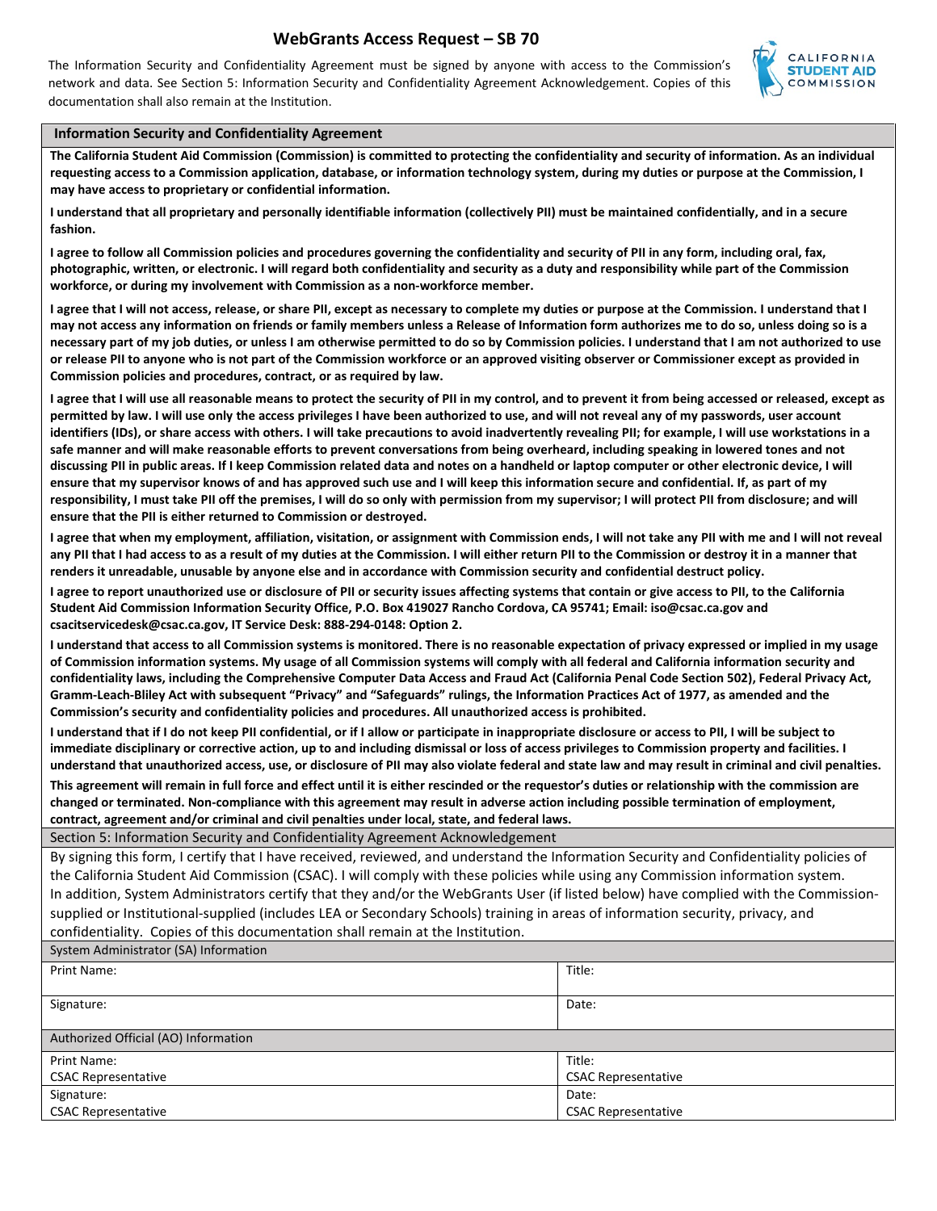# WebGrants Access Request – SB 70

The Information Security and Confidentiality Agreement must be signed by anyone with access to the Commission's network and data. See Section 5: Information Security and Confidentiality Agreement Acknowledgement. Copies of this documentation shall also remain at the Institution.

## Information Security and Confidentiality Agreement

**The California Student Aid Commission (Commission) is committed to protecting the confidentiality and security of information. As an individual requesting access to a Commission application, database, or information technology system, during my duties or purpose at the Commission, I may have access to proprietary or confidential information.**

**I understand that all proprietary and personally identifiable information (collectively PII) must be maintained confidentially, and in a secure fashion.**

**I agree to follow all Commission policies and procedures governing the confidentiality and security of PII in any form, including oral, fax, photographic, written, or electronic. I will regard both confidentiality and security as a duty and responsibility while part of the Commission workforce, or during my involvement with Commission as a non-workforce member.**

**I agree that I will not access, release, or share PII, except as necessary to complete my duties or purpose at the Commission. I understand that I may not access any information on friends or family members unless a Release of Information form authorizes me to do so, unless doing so is a necessary part of my job duties, or unless I am otherwise permitted to do so by Commission policies. I understand that I am not authorized to use or release PII to anyone who is not part of the Commission workforce or an approved visiting observer or Commissioner except as provided in Commission policies and procedures, contract, or as required by law.**

**I agree that I will use all reasonable means to protect the security of PII in my control, and to prevent it from being accessed or released, except as permitted by law. I will use only the access privileges I have been authorized to use, and will not reveal any of my passwords, user account identifiers (IDs), or share access with others. I will take precautions to avoid inadvertently revealing PII; for example, I will use workstations in a safe manner and will make reasonable efforts to prevent conversations from being overheard, including speaking in lowered tones and not discussing PII in public areas. If I keep Commission related data and notes on a handheld or laptop computer or other electronic device, I will ensure that my supervisor knows of and has approved such use and I will keep this information secure and confidential. If, as part of my responsibility, I must take PII off the premises, I will do so only with permission from my supervisor; I will protect PII from disclosure; and will ensure that the PII is either returned to Commission or destroyed.**

**I agree that when my employment, affiliation, visitation, or assignment with Commission ends, I will not take any PII with me and I will not reveal any PII that I had access to as a result of my duties at the Commission. I will either return PII to the Commission or destroy it in a manner that renders it unreadable, unusable by anyone else and in accordance with Commission security and confidential destruct policy.**

**I agree to report unauthorized use or disclosure of PII or security issues affecting systems that contain or give access to PII, to the California Student Aid Commission Information Security Office, P.O. Box 419027 Rancho Cordova, CA 95741; Email: iso@csac.ca.gov and csacitservicedesk@csac.ca.gov, IT Service Desk: 888-294-0148: Option 2.**

**I understand that access to all Commission systems is monitored. There is no reasonable expectation of privacy expressed or implied in my usage of Commission information systems. My usage of all Commission systems will comply with all federal and California information security and confidentiality laws, including the Comprehensive Computer Data Access and Fraud Act (California Penal Code Section 502), Federal Privacy Act, Gramm-Leach-Bliley Act with subsequent "Privacy" and "Safeguards" rulings, the Information Practices Act of 1977, as amended and the Commission's security and confidentiality policies and procedures. All unauthorized access is prohibited.**

**I understand that if I do not keep PII confidential, or if I allow or participate in inappropriate disclosure or access to PII, I will be subject to immediate disciplinary or corrective action, up to and including dismissal or loss of access privileges to Commission property and facilities. I understand that unauthorized access, use, or disclosure of PII may also violate federal and state law and may result in criminal and civil penalties.**

**This agreement will remain in full force and effect until it is either rescinded or the requestor's duties or relationship with the commission are changed or terminated. Non-compliance with this agreement may result in adverse action including possible termination of employment, contract, agreement and/or criminal and civil penalties under local, state, and federal laws.**

## Section 5: Information Security and Confidentiality Agreement Acknowledgement

By signing this form, I certify that I have received, reviewed, and understand the Information Security and Confidentiality policies of the California Student Aid Commission (CSAC). I will comply with these policies while using any Commission information system. In addition, System Administrators certify that they and/or the WebGrants User (if listed below) have complied with the Commission-supplied or Institutional-supplied (includes LEA or Secondary Schools) training in areas of information security, privacy, and confidentiality. Copies of this documentation shall remain at the Institution.

| System Administrator (SA) Information | |
|---|---|
| Print Name: | Title: |
| Signature: | Date: |

| Authorized Official (AO) Information | |
|---|---|
| Print Name: CSAC Representative | Title: CSAC Representative |
| Signature: CSAC Representative | Date: CSAC Representative |